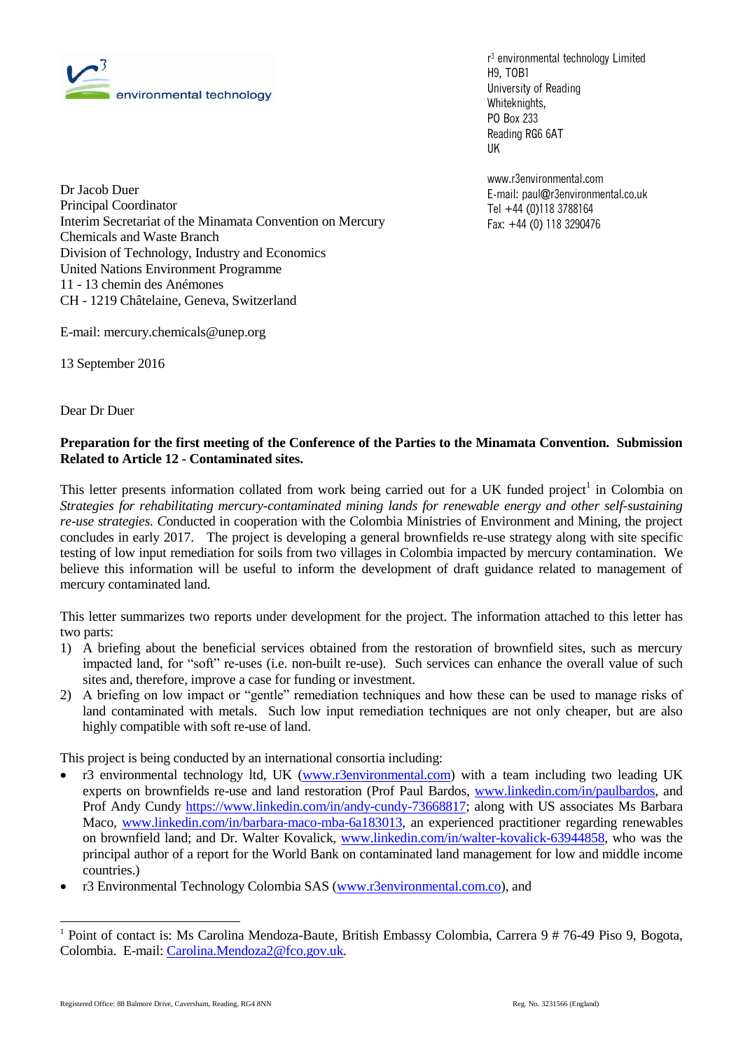r3 environmental technology

r[3] environmental technology Limited
H9, TOB1
University of Reading
Whiteknights,
PO Box 233
Reading RG6 6AT
UK

www.r3environmental.com
E-mail: paul@r3environmental.co.uk
Tel +44 (0)118 3788164
Fax: +44 (0) 118 3290476

Dr Jacob Duer
Principal Coordinator
Interim Secretariat of the Minamata Convention on Mercury
Chemicals and Waste Branch
Division of Technology, Industry and Economics
United Nations Environment Programme
11 - 13 chemin des Anémones
CH - 1219 Châtelaine, Geneva, Switzerland

E-mail: mercury.chemicals@unep.org

13 September 2016

Dear Dr Duer

**Preparation for the first meeting of the Conference of the Parties to the Minamata Convention. Submission Related to Article 12 - Contaminated sites.**

This letter presents information collated from work being carried out for a UK funded project[1] in Colombia on *Strategies for rehabilitating mercury-contaminated mining lands for renewable energy and other self-sustaining re-use strategies. C*onducted in cooperation with the Colombia Ministries of Environment and Mining, the project concludes in early 2017. The project is developing a general brownfields re-use strategy along with site specific testing of low input remediation for soils from two villages in Colombia impacted by mercury contamination. We believe this information will be useful to inform the development of draft guidance related to management of mercury contaminated land.

This letter summarizes two reports under development for the project. The information attached to this letter has two parts:

1) A briefing about the beneficial services obtained from the restoration of brownfield sites, such as mercury impacted land, for "soft" re-uses (i.e. non-built re-use). Such services can enhance the overall value of such sites and, therefore, improve a case for funding or investment.
2) A briefing on low impact or "gentle" remediation techniques and how these can be used to manage risks of land contaminated with metals. Such low input remediation techniques are not only cheaper, but are also highly compatible with soft re-use of land.

This project is being conducted by an international consortia including:

- r3 environmental technology ltd, UK (www.r3environmental.com) with a team including two leading UK experts on brownfields re-use and land restoration (Prof Paul Bardos, www.linkedin.com/in/paulbardos, and Prof Andy Cundy https://www.linkedin.com/in/andy-cundy-73668817; along with US associates Ms Barbara Maco, www.linkedin.com/in/barbara-maco-mba-6a183013, an experienced practitioner regarding renewables on brownfield land; and Dr. Walter Kovalick, www.linkedin.com/in/walter-kovalick-63944858, who was the principal author of a report for the World Bank on contaminated land management for low and middle income countries.)
- r3 Environmental Technology Colombia SAS (www.r3environmental.com.co), and

[1] Point of contact is: Ms Carolina Mendoza-Baute, British Embassy Colombia, Carrera 9 # 76-49 Piso 9, Bogota, Colombia. E-mail: Carolina.Mendoza2@fco.gov.uk.

Registered Office: 88 Balmore Drive, Caversham, Reading, RG4 8NN

Reg. No. 3231566 (England)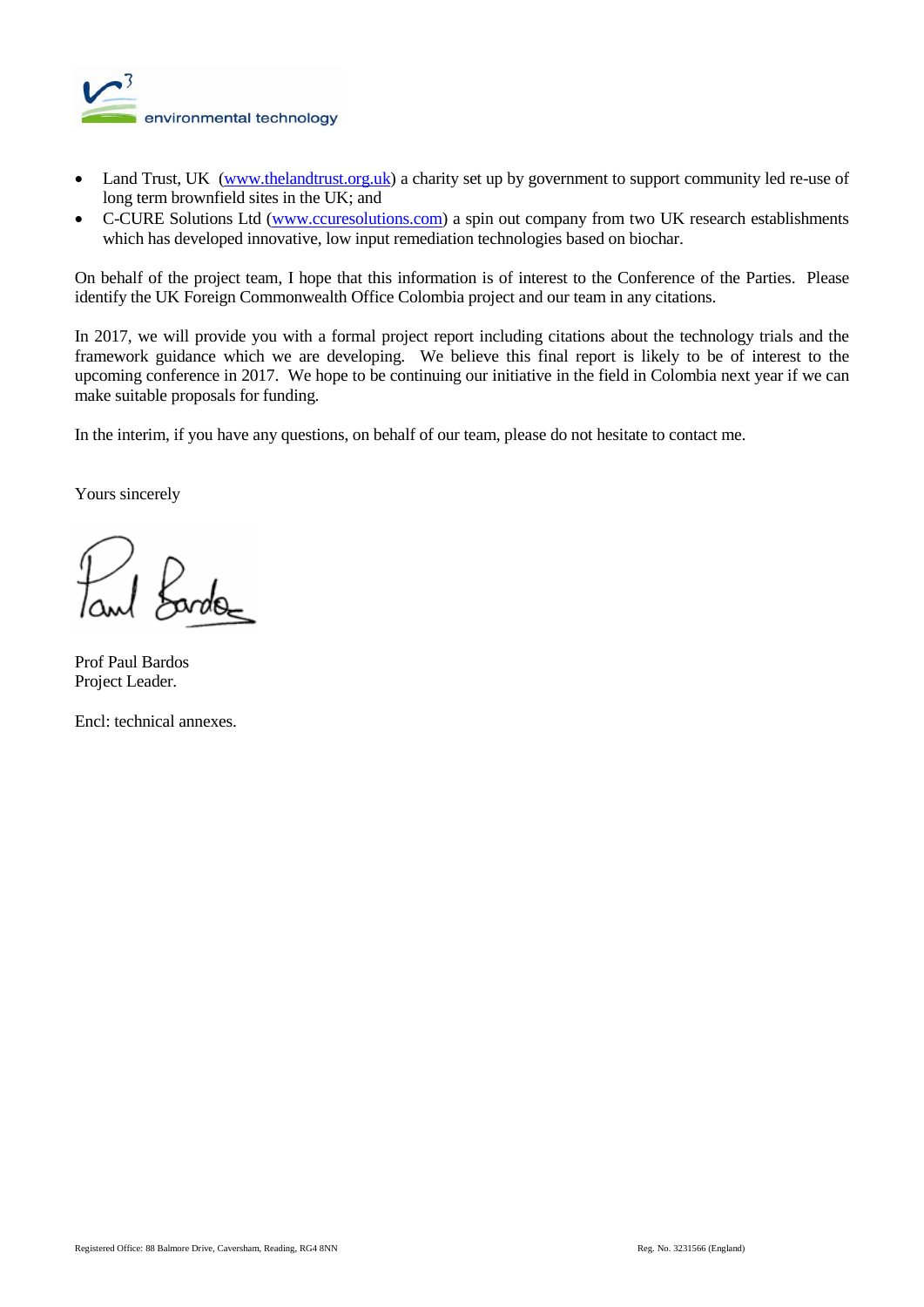- Land Trust, UK (www.thelandtrust.org.uk) a charity set up by government to support community led re-use of long term brownfield sites in the UK; and
- C-CURE Solutions Ltd (www.ccuresolutions.com) a spin out company from two UK research establishments which has developed innovative, low input remediation technologies based on biochar.

On behalf of the project team, I hope that this information is of interest to the Conference of the Parties. Please identify the UK Foreign Commonwealth Office Colombia project and our team in any citations.

In 2017, we will provide you with a formal project report including citations about the technology trials and the framework guidance which we are developing. We believe this final report is likely to be of interest to the upcoming conference in 2017. We hope to be continuing our initiative in the field in Colombia next year if we can make suitable proposals for funding.

In the interim, if you have any questions, on behalf of our team, please do not hesitate to contact me.

Yours sincerely

Prof Paul Bardos
Project Leader.

Encl: technical annexes.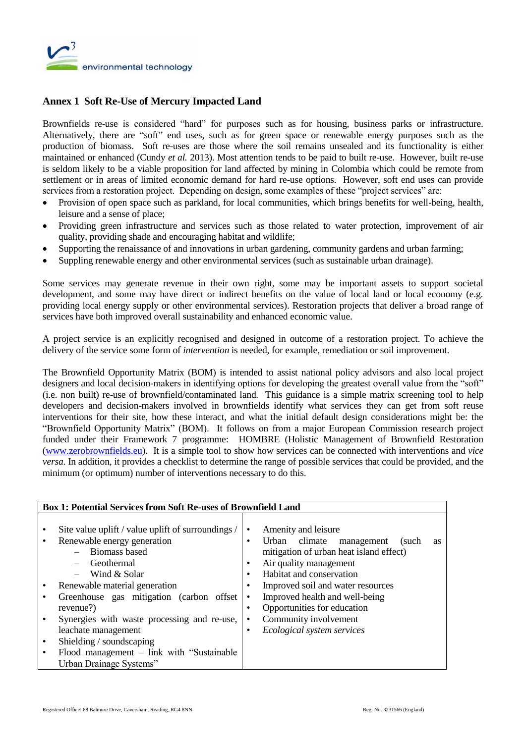## Annex 1 Soft Re-Use of Mercury Impacted Land

Brownfields re-use is considered "hard" for purposes such as for housing, business parks or infrastructure. Alternatively, there are "soft" end uses, such as for green space or renewable energy purposes such as the production of biomass. Soft re-uses are those where the soil remains unsealed and its functionality is either maintained or enhanced (Cundy *et al.* 2013). Most attention tends to be paid to built re-use. However, built re-use is seldom likely to be a viable proposition for land affected by mining in Colombia which could be remote from settlement or in areas of limited economic demand for hard re-use options. However, soft end uses can provide services from a restoration project. Depending on design, some examples of these "project services" are:

- Provision of open space such as parkland, for local communities, which brings benefits for well-being, health, leisure and a sense of place;
- Providing green infrastructure and services such as those related to water protection, improvement of air quality, providing shade and encouraging habitat and wildlife;
- Supporting the renaissance of and innovations in urban gardening, community gardens and urban farming;
- Suppling renewable energy and other environmental services (such as sustainable urban drainage).

Some services may generate revenue in their own right, some may be important assets to support societal development, and some may have direct or indirect benefits on the value of local land or local economy (e.g. providing local energy supply or other environmental services). Restoration projects that deliver a broad range of services have both improved overall sustainability and enhanced economic value.

A project service is an explicitly recognised and designed in outcome of a restoration project. To achieve the delivery of the service some form of *intervention* is needed, for example, remediation or soil improvement.

The Brownfield Opportunity Matrix (BOM) is intended to assist national policy advisors and also local project designers and local decision-makers in identifying options for developing the greatest overall value from the "soft" (i.e. non built) re-use of brownfield/contaminated land. This guidance is a simple matrix screening tool to help developers and decision-makers involved in brownfields identify what services they can get from soft reuse interventions for their site, how these interact, and what the initial default design considerations might be: the "Brownfield Opportunity Matrix" (BOM). It follows on from a major European Commission research project funded under their Framework 7 programme: HOMBRE (Holistic Management of Brownfield Restoration (www.zerobrownfields.eu). It is a simple tool to show how services can be connected with interventions and *vice versa*. In addition, it provides a checklist to determine the range of possible services that could be provided, and the minimum (or optimum) number of interventions necessary to do this.

| **Box 1: Potential Services from Soft Re-uses of Brownfield Land** | |
|---|---|
| • Site value uplift / value uplift of surroundings /<br>• Renewable energy generation<br>&nbsp;&nbsp;&nbsp;– Biomass based<br>&nbsp;&nbsp;&nbsp;– Geothermal<br>&nbsp;&nbsp;&nbsp;– Wind & Solar<br>• Renewable material generation<br>• Greenhouse gas mitigation (carbon offset revenue?)<br>• Synergies with waste processing and re-use, leachate management<br>• Shielding / soundscaping<br>• Flood management – link with "Sustainable Urban Drainage Systems" | • Amenity and leisure<br>• Urban climate management (such as mitigation of urban heat island effect)<br>• Air quality management<br>• Habitat and conservation<br>• Improved soil and water resources<br>• Improved health and well-being<br>• Opportunities for education<br>• Community involvement<br>• *Ecological system services* |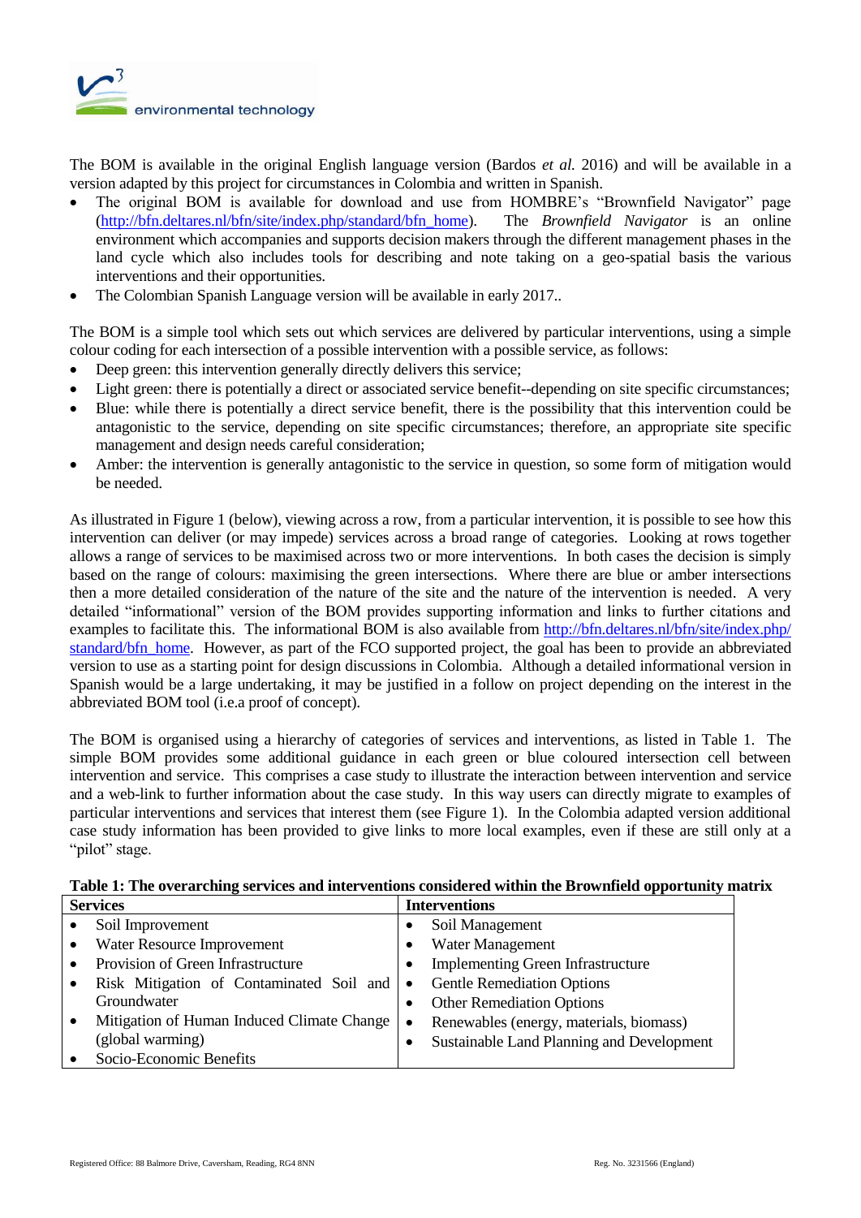The BOM is available in the original English language version (Bardos *et al.* 2016) and will be available in a version adapted by this project for circumstances in Colombia and written in Spanish.

- The original BOM is available for download and use from HOMBRE's "Brownfield Navigator" page (http://bfn.deltares.nl/bfn/site/index.php/standard/bfn_home). The *Brownfield Navigator* is an online environment which accompanies and supports decision makers through the different management phases in the land cycle which also includes tools for describing and note taking on a geo-spatial basis the various interventions and their opportunities.
- The Colombian Spanish Language version will be available in early 2017..

The BOM is a simple tool which sets out which services are delivered by particular interventions, using a simple colour coding for each intersection of a possible intervention with a possible service, as follows:

- Deep green: this intervention generally directly delivers this service;
- Light green: there is potentially a direct or associated service benefit--depending on site specific circumstances;
- Blue: while there is potentially a direct service benefit, there is the possibility that this intervention could be antagonistic to the service, depending on site specific circumstances; therefore, an appropriate site specific management and design needs careful consideration;
- Amber: the intervention is generally antagonistic to the service in question, so some form of mitigation would be needed.

As illustrated in Figure 1 (below), viewing across a row, from a particular intervention, it is possible to see how this intervention can deliver (or may impede) services across a broad range of categories. Looking at rows together allows a range of services to be maximised across two or more interventions. In both cases the decision is simply based on the range of colours: maximising the green intersections. Where there are blue or amber intersections then a more detailed consideration of the nature of the site and the nature of the intervention is needed. A very detailed "informational" version of the BOM provides supporting information and links to further citations and examples to facilitate this. The informational BOM is also available from http://bfn.deltares.nl/bfn/site/index.php/standard/bfn_home. However, as part of the FCO supported project, the goal has been to provide an abbreviated version to use as a starting point for design discussions in Colombia. Although a detailed informational version in Spanish would be a large undertaking, it may be justified in a follow on project depending on the interest in the abbreviated BOM tool (i.e.a proof of concept).

The BOM is organised using a hierarchy of categories of services and interventions, as listed in Table 1. The simple BOM provides some additional guidance in each green or blue coloured intersection cell between intervention and service. This comprises a case study to illustrate the interaction between intervention and service and a web-link to further information about the case study. In this way users can directly migrate to examples of particular interventions and services that interest them (see Figure 1). In the Colombia adapted version additional case study information has been provided to give links to more local examples, even if these are still only at a "pilot" stage.

**Table 1: The overarching services and interventions considered within the Brownfield opportunity matrix**

| Services | Interventions |
|---|---|
| • Soil Improvement | • Soil Management |
| • Water Resource Improvement | • Water Management |
| • Provision of Green Infrastructure | • Implementing Green Infrastructure |
| • Risk Mitigation of Contaminated Soil and Groundwater | • Gentle Remediation Options<br>• Other Remediation Options |
| • Mitigation of Human Induced Climate Change (global warming) | • Renewables (energy, materials, biomass)<br>• Sustainable Land Planning and Development |
| • Socio-Economic Benefits | |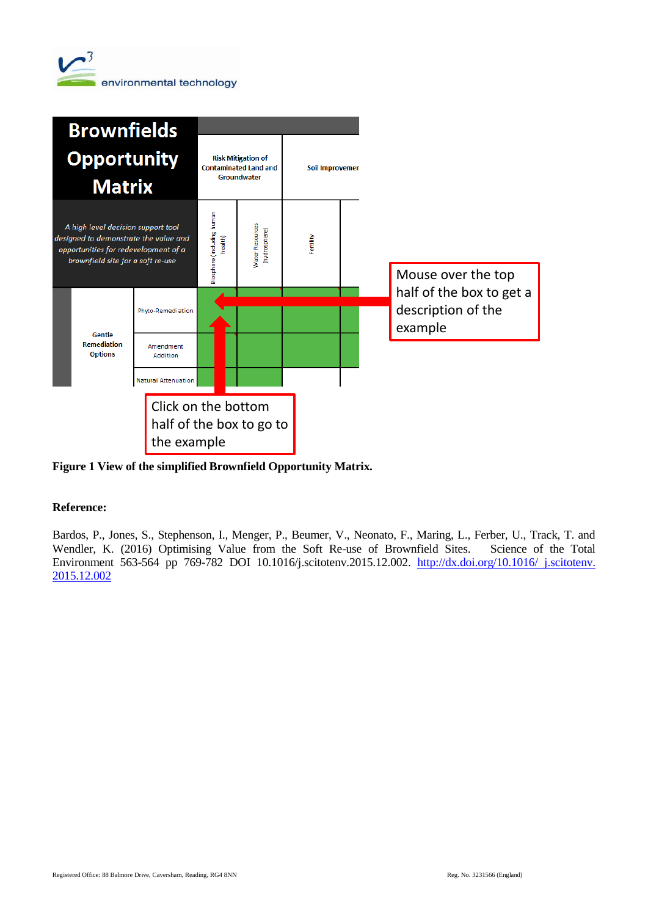environmental technology

**Brownfields Opportunity Matrix**

*A high level decision support tool designed to demonstrate the value and opportunities for redevelopment of a brownfield site for a soft re-use*

| | | Risk Mitigation of Contaminated Land and Groundwater | | Soil Improvemen | |
|---|---|---|---|---|---|
| | | Biosphere (including human health) | Water Resources (hydrosphere) | Fertility | |
| Gentle Remediation Options | Phyto-Remediation | | | | |
| | Amendment Addition | | | | |
| | Natural Attenuation | | | | |

Mouse over the top half of the box to get a description of the example

Click on the bottom half of the box to go to the example

**Figure 1 View of the simplified Brownfield Opportunity Matrix.**

**Reference:**

Bardos, P., Jones, S., Stephenson, I., Menger, P., Beumer, V., Neonato, F., Maring, L., Ferber, U., Track, T. and Wendler, K. (2016) Optimising Value from the Soft Re-use of Brownfield Sites. Science of the Total Environment 563-564 pp 769-782 DOI 10.1016/j.scitotenv.2015.12.002. http://dx.doi.org/10.1016/ j.scitotenv.2015.12.002

Registered Office: 88 Balmore Drive, Caversham, Reading, RG4 8NN

Reg. No. 3231566 (England)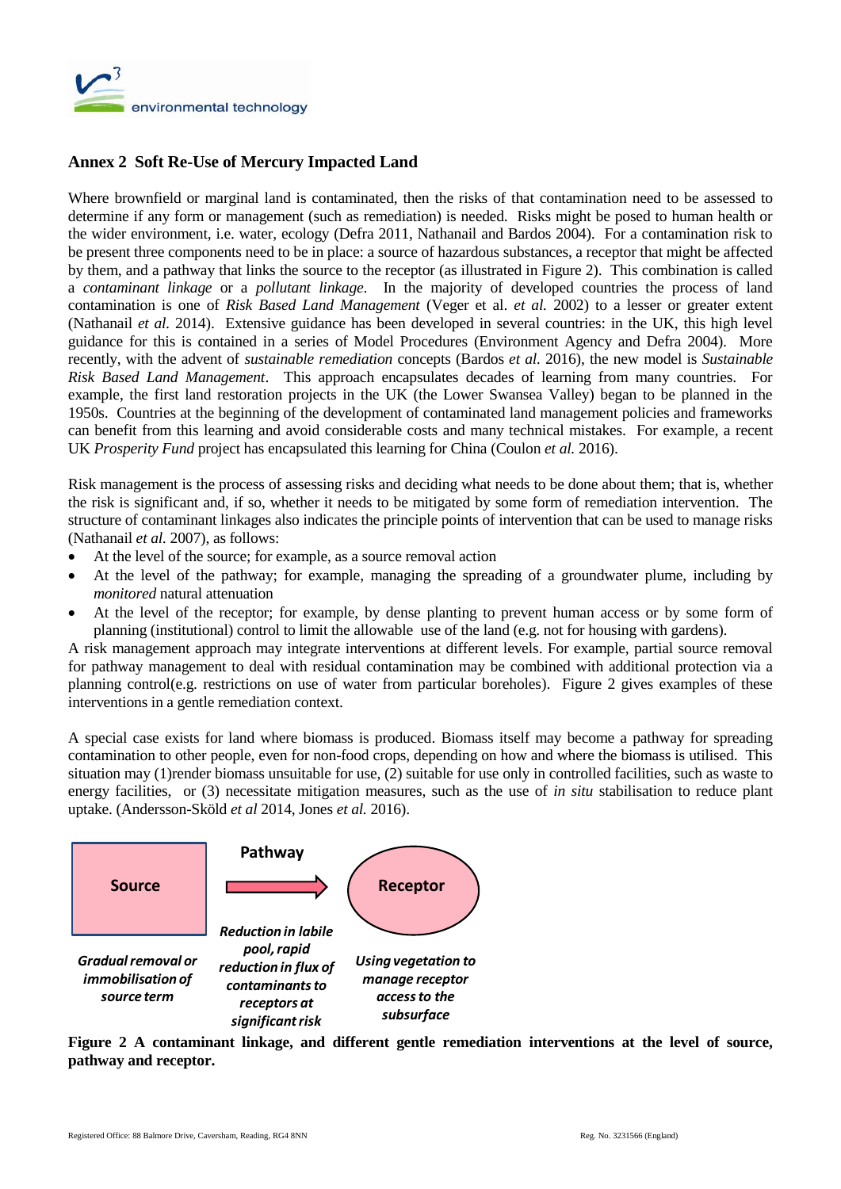## Annex 2 Soft Re-Use of Mercury Impacted Land

Where brownfield or marginal land is contaminated, then the risks of that contamination need to be assessed to determine if any form or management (such as remediation) is needed. Risks might be posed to human health or the wider environment, i.e. water, ecology (Defra 2011, Nathanail and Bardos 2004). For a contamination risk to be present three components need to be in place: a source of hazardous substances, a receptor that might be affected by them, and a pathway that links the source to the receptor (as illustrated in Figure 2). This combination is called a *contaminant linkage* or a *pollutant linkage*. In the majority of developed countries the process of land contamination is one of *Risk Based Land Management* (Veger et al. *et al.* 2002) to a lesser or greater extent (Nathanail *et al.* 2014). Extensive guidance has been developed in several countries: in the UK, this high level guidance for this is contained in a series of Model Procedures (Environment Agency and Defra 2004). More recently, with the advent of *sustainable remediation* concepts (Bardos *et al.* 2016), the new model is *Sustainable Risk Based Land Management*. This approach encapsulates decades of learning from many countries. For example, the first land restoration projects in the UK (the Lower Swansea Valley) began to be planned in the 1950s. Countries at the beginning of the development of contaminated land management policies and frameworks can benefit from this learning and avoid considerable costs and many technical mistakes. For example, a recent UK *Prosperity Fund* project has encapsulated this learning for China (Coulon *et al.* 2016).

Risk management is the process of assessing risks and deciding what needs to be done about them; that is, whether the risk is significant and, if so, whether it needs to be mitigated by some form of remediation intervention. The structure of contaminant linkages also indicates the principle points of intervention that can be used to manage risks (Nathanail *et al.* 2007), as follows:

- At the level of the source; for example, as a source removal action
- At the level of the pathway; for example, managing the spreading of a groundwater plume, including by *monitored* natural attenuation
- At the level of the receptor; for example, by dense planting to prevent human access or by some form of planning (institutional) control to limit the allowable use of the land (e.g. not for housing with gardens).

A risk management approach may integrate interventions at different levels. For example, partial source removal for pathway management to deal with residual contamination may be combined with additional protection via a planning control(e.g. restrictions on use of water from particular boreholes). Figure 2 gives examples of these interventions in a gentle remediation context.

A special case exists for land where biomass is produced. Biomass itself may become a pathway for spreading contamination to other people, even for non-food crops, depending on how and where the biomass is utilised. This situation may (1)render biomass unsuitable for use, (2) suitable for use only in controlled facilities, such as waste to energy facilities, or (3) necessitate mitigation measures, such as the use of *in situ* stabilisation to reduce plant uptake. (Andersson-Sköld *et al* 2014, Jones *et al.* 2016).

| Source | Pathway | Receptor |
|---|---|---|
| *Gradual removal or immobilisation of source term* | *Reduction in labile pool, rapid reduction in flux of contaminants to receptors at significant risk* | *Using vegetation to manage receptor access to the subsurface* |

**Figure 2 A contaminant linkage, and different gentle remediation interventions at the level of source, pathway and receptor.**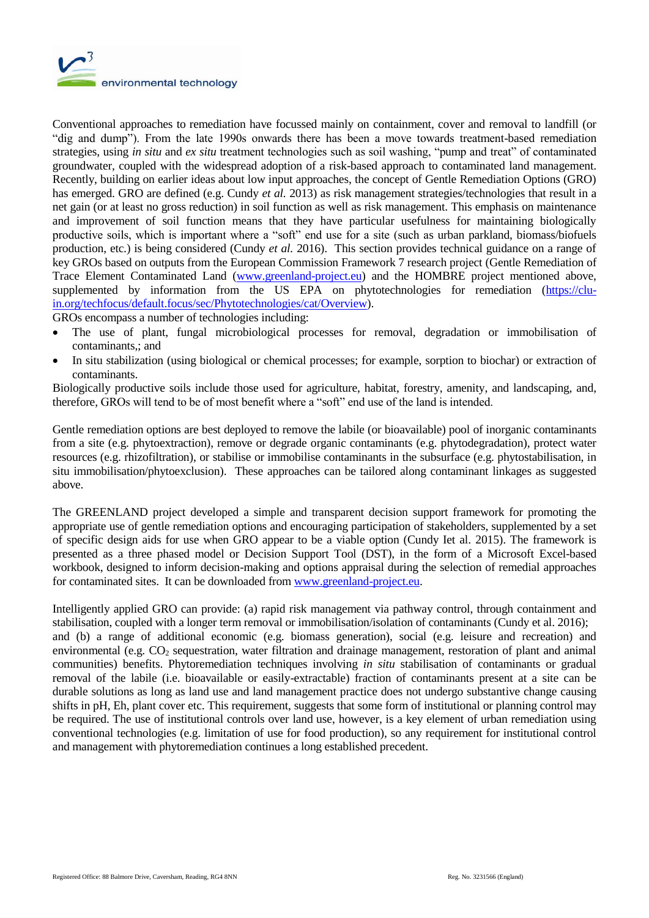Conventional approaches to remediation have focussed mainly on containment, cover and removal to landfill (or "dig and dump"). From the late 1990s onwards there has been a move towards treatment-based remediation strategies, using *in situ* and *ex situ* treatment technologies such as soil washing, "pump and treat" of contaminated groundwater, coupled with the widespread adoption of a risk-based approach to contaminated land management. Recently, building on earlier ideas about low input approaches, the concept of Gentle Remediation Options (GRO) has emerged. GRO are defined (e.g. Cundy *et al.* 2013) as risk management strategies/technologies that result in a net gain (or at least no gross reduction) in soil function as well as risk management. This emphasis on maintenance and improvement of soil function means that they have particular usefulness for maintaining biologically productive soils, which is important where a "soft" end use for a site (such as urban parkland, biomass/biofuels production, etc.) is being considered (Cundy *et al.* 2016). This section provides technical guidance on a range of key GROs based on outputs from the European Commission Framework 7 research project (Gentle Remediation of Trace Element Contaminated Land (www.greenland-project.eu) and the HOMBRE project mentioned above, supplemented by information from the US EPA on phytotechnologies for remediation (https://clu-in.org/techfocus/default.focus/sec/Phytotechnologies/cat/Overview).

GROs encompass a number of technologies including:

- The use of plant, fungal microbiological processes for removal, degradation or immobilisation of contaminants,; and
- In situ stabilization (using biological or chemical processes; for example, sorption to biochar) or extraction of contaminants.

Biologically productive soils include those used for agriculture, habitat, forestry, amenity, and landscaping, and, therefore, GROs will tend to be of most benefit where a "soft" end use of the land is intended.

Gentle remediation options are best deployed to remove the labile (or bioavailable) pool of inorganic contaminants from a site (e.g. phytoextraction), remove or degrade organic contaminants (e.g. phytodegradation), protect water resources (e.g. rhizofiltration), or stabilise or immobilise contaminants in the subsurface (e.g. phytostabilisation, in situ immobilisation/phytoexclusion). These approaches can be tailored along contaminant linkages as suggested above.

The GREENLAND project developed a simple and transparent decision support framework for promoting the appropriate use of gentle remediation options and encouraging participation of stakeholders, supplemented by a set of specific design aids for use when GRO appear to be a viable option (Cundy Iet al. 2015). The framework is presented as a three phased model or Decision Support Tool (DST), in the form of a Microsoft Excel-based workbook, designed to inform decision-making and options appraisal during the selection of remedial approaches for contaminated sites. It can be downloaded from www.greenland-project.eu.

Intelligently applied GRO can provide: (a) rapid risk management via pathway control, through containment and stabilisation, coupled with a longer term removal or immobilisation/isolation of contaminants (Cundy et al. 2016); and (b) a range of additional economic (e.g. biomass generation), social (e.g. leisure and recreation) and environmental (e.g. $CO_2$ sequestration, water filtration and drainage management, restoration of plant and animal communities) benefits. Phytoremediation techniques involving *in situ* stabilisation of contaminants or gradual removal of the labile (i.e. bioavailable or easily-extractable) fraction of contaminants present at a site can be durable solutions as long as land use and land management practice does not undergo substantive change causing shifts in pH, Eh, plant cover etc. This requirement, suggests that some form of institutional or planning control may be required. The use of institutional controls over land use, however, is a key element of urban remediation using conventional technologies (e.g. limitation of use for food production), so any requirement for institutional control and management with phytoremediation continues a long established precedent.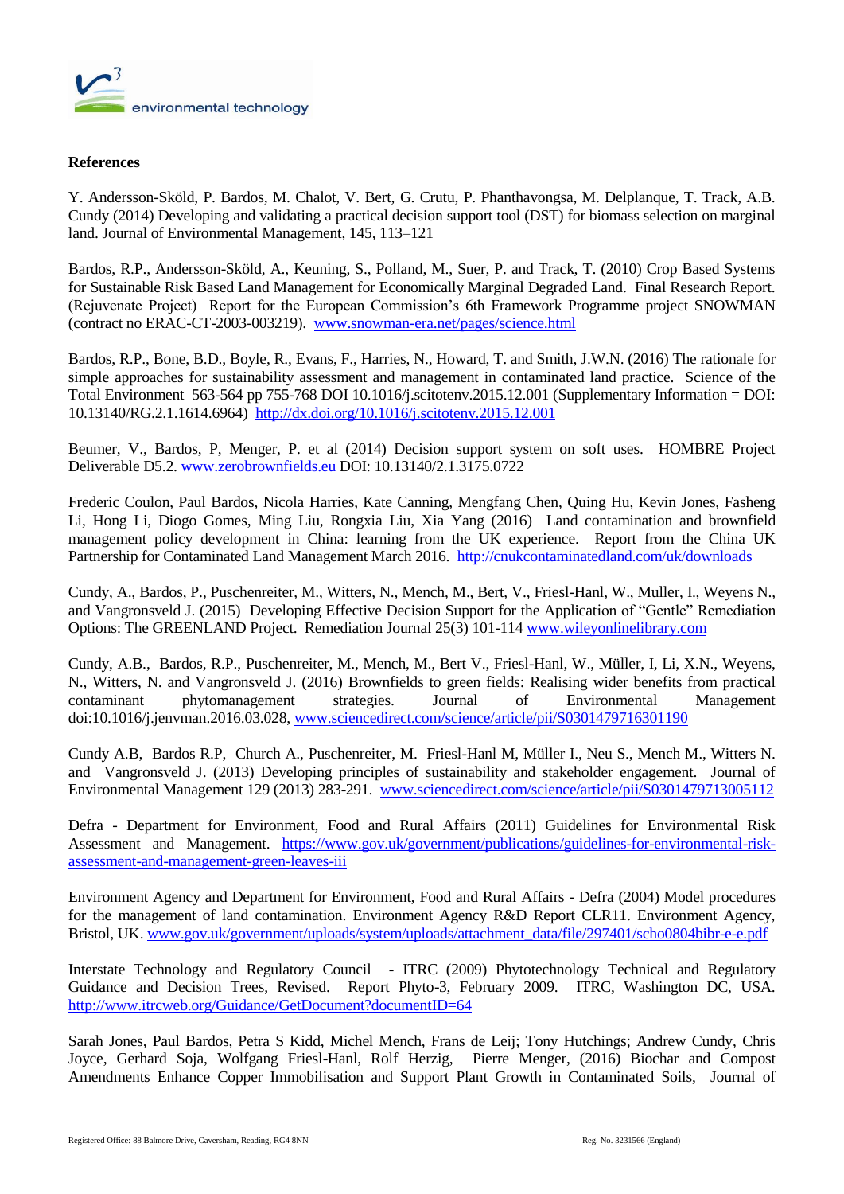## References

Y. Andersson-Sköld, P. Bardos, M. Chalot, V. Bert, G. Crutu, P. Phanthavongsa, M. Delplanque, T. Track, A.B. Cundy (2014) Developing and validating a practical decision support tool (DST) for biomass selection on marginal land. Journal of Environmental Management, 145, 113–121

Bardos, R.P., Andersson-Sköld, A., Keuning, S., Polland, M., Suer, P. and Track, T. (2010) Crop Based Systems for Sustainable Risk Based Land Management for Economically Marginal Degraded Land. Final Research Report. (Rejuvenate Project) Report for the European Commission's 6th Framework Programme project SNOWMAN (contract no ERAC-CT-2003-003219). www.snowman-era.net/pages/science.html

Bardos, R.P., Bone, B.D., Boyle, R., Evans, F., Harries, N., Howard, T. and Smith, J.W.N. (2016) The rationale for simple approaches for sustainability assessment and management in contaminated land practice. Science of the Total Environment 563-564 pp 755-768 DOI 10.1016/j.scitotenv.2015.12.001 (Supplementary Information = DOI: 10.13140/RG.2.1.1614.6964) http://dx.doi.org/10.1016/j.scitotenv.2015.12.001

Beumer, V., Bardos, P, Menger, P. et al (2014) Decision support system on soft uses. HOMBRE Project Deliverable D5.2. www.zerobrownfields.eu DOI: 10.13140/2.1.3175.0722

Frederic Coulon, Paul Bardos, Nicola Harries, Kate Canning, Mengfang Chen, Quing Hu, Kevin Jones, Fasheng Li, Hong Li, Diogo Gomes, Ming Liu, Rongxia Liu, Xia Yang (2016) Land contamination and brownfield management policy development in China: learning from the UK experience. Report from the China UK Partnership for Contaminated Land Management March 2016. http://cnukcontaminatedland.com/uk/downloads

Cundy, A., Bardos, P., Puschenreiter, M., Witters, N., Mench, M., Bert, V., Friesl-Hanl, W., Muller, I., Weyens N., and Vangronsveld J. (2015) Developing Effective Decision Support for the Application of "Gentle" Remediation Options: The GREENLAND Project. Remediation Journal 25(3) 101-114 www.wileyonlinelibrary.com

Cundy, A.B., Bardos, R.P., Puschenreiter, M., Mench, M., Bert V., Friesl-Hanl, W., Müller, I, Li, X.N., Weyens, N., Witters, N. and Vangronsveld J. (2016) Brownfields to green fields: Realising wider benefits from practical contaminant phytomanagement strategies. Journal of Environmental Management doi:10.1016/j.jenvman.2016.03.028, www.sciencedirect.com/science/article/pii/S0301479716301190

Cundy A.B, Bardos R.P, Church A., Puschenreiter, M. Friesl-Hanl M, Müller I., Neu S., Mench M., Witters N. and Vangronsveld J. (2013) Developing principles of sustainability and stakeholder engagement. Journal of Environmental Management 129 (2013) 283-291. www.sciencedirect.com/science/article/pii/S0301479713005112

Defra - Department for Environment, Food and Rural Affairs (2011) Guidelines for Environmental Risk Assessment and Management. https://www.gov.uk/government/publications/guidelines-for-environmental-risk-assessment-and-management-green-leaves-iii

Environment Agency and Department for Environment, Food and Rural Affairs - Defra (2004) Model procedures for the management of land contamination. Environment Agency R&D Report CLR11. Environment Agency, Bristol, UK. www.gov.uk/government/uploads/system/uploads/attachment_data/file/297401/scho0804bibr-e-e.pdf

Interstate Technology and Regulatory Council - ITRC (2009) Phytotechnology Technical and Regulatory Guidance and Decision Trees, Revised. Report Phyto-3, February 2009. ITRC, Washington DC, USA. http://www.itrcweb.org/Guidance/GetDocument?documentID=64

Sarah Jones, Paul Bardos, Petra S Kidd, Michel Mench, Frans de Leij; Tony Hutchings; Andrew Cundy, Chris Joyce, Gerhard Soja, Wolfgang Friesl-Hanl, Rolf Herzig, Pierre Menger, (2016) Biochar and Compost Amendments Enhance Copper Immobilisation and Support Plant Growth in Contaminated Soils, Journal of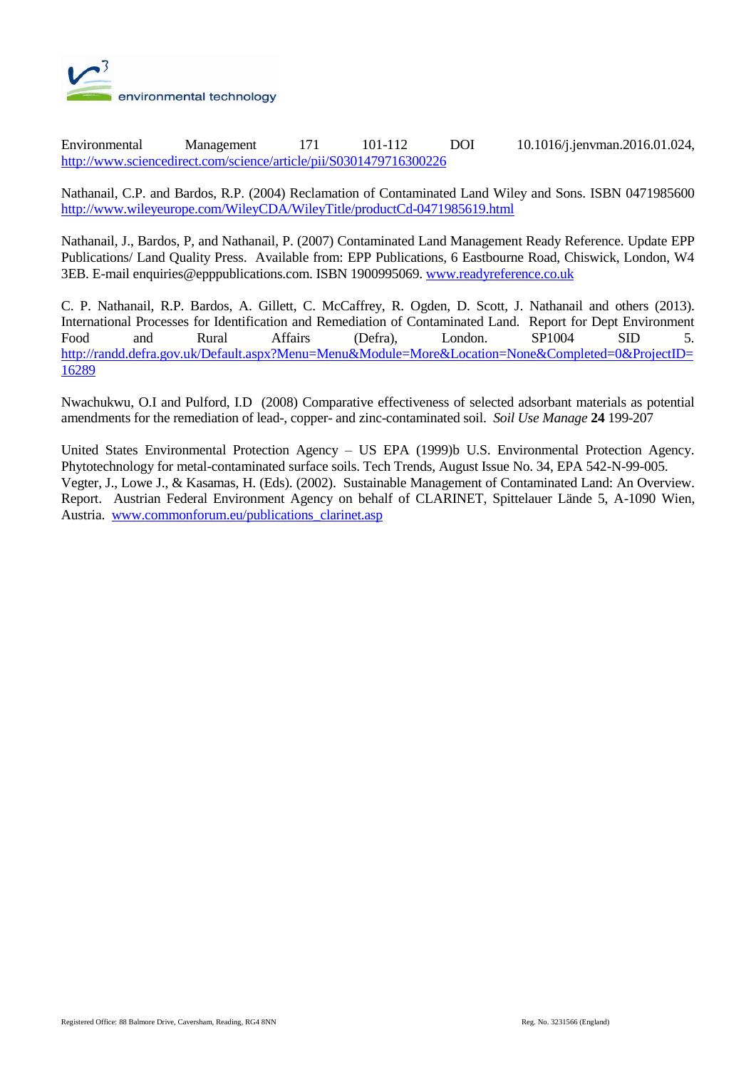Environmental Management 171 101-112 DOI 10.1016/j.jenvman.2016.01.024, http://www.sciencedirect.com/science/article/pii/S0301479716300226

Nathanail, C.P. and Bardos, R.P. (2004) Reclamation of Contaminated Land Wiley and Sons. ISBN 0471985600 http://www.wileyeurope.com/WileyCDA/WileyTitle/productCd-0471985619.html

Nathanail, J., Bardos, P, and Nathanail, P. (2007) Contaminated Land Management Ready Reference. Update EPP Publications/ Land Quality Press. Available from: EPP Publications, 6 Eastbourne Road, Chiswick, London, W4 3EB. E-mail enquiries@epppublications.com. ISBN 1900995069. www.readyreference.co.uk

C. P. Nathanail, R.P. Bardos, A. Gillett, C. McCaffrey, R. Ogden, D. Scott, J. Nathanail and others (2013). International Processes for Identification and Remediation of Contaminated Land. Report for Dept Environment Food and Rural Affairs (Defra), London. SP1004 SID 5. http://randd.defra.gov.uk/Default.aspx?Menu=Menu&Module=More&Location=None&Completed=0&ProjectID=16289

Nwachukwu, O.I and Pulford, I.D (2008) Comparative effectiveness of selected adsorbant materials as potential amendments for the remediation of lead-, copper- and zinc-contaminated soil. *Soil Use Manage* **24** 199-207

United States Environmental Protection Agency – US EPA (1999)b U.S. Environmental Protection Agency. Phytotechnology for metal-contaminated surface soils. Tech Trends, August Issue No. 34, EPA 542-N-99-005.

Vegter, J., Lowe J., & Kasamas, H. (Eds). (2002). Sustainable Management of Contaminated Land: An Overview. Report. Austrian Federal Environment Agency on behalf of CLARINET, Spittelauer Lände 5, A-1090 Wien, Austria. www.commonforum.eu/publications_clarinet.asp